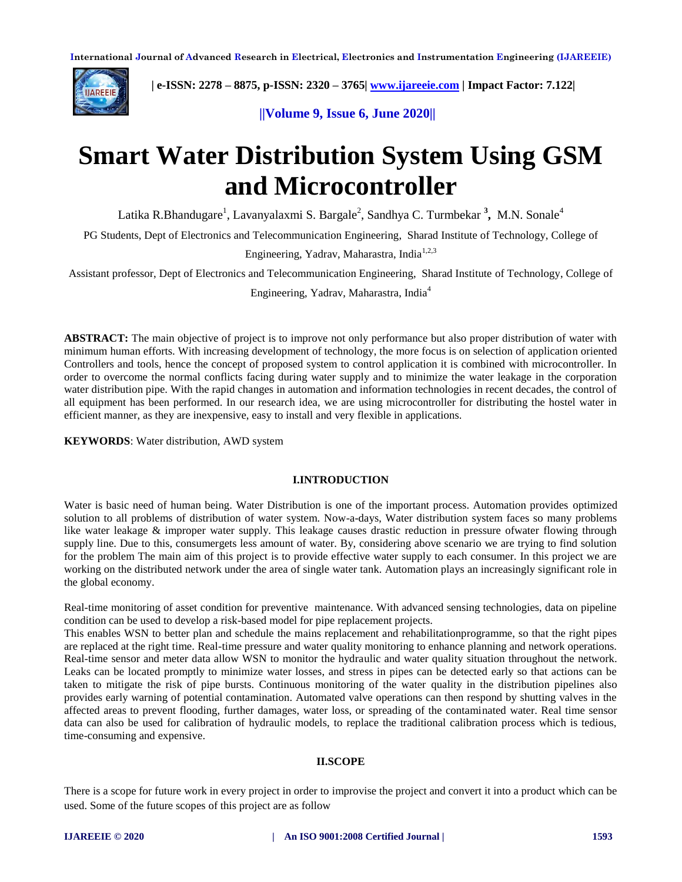# Smart Water Distribution System Using GSM and Microcontroller

Latika R.Bhandugare[1], Lavanyalaxmi S. Bargale[2], Sandhya C. Turmbekar [3], M.N. Sonale[4]

PG Students, Dept of Electronics and Telecommunication Engineering, Sharad Institute of Technology, College of Engineering, Yadrav, Maharastra, India[1,2,3]

Assistant professor, Dept of Electronics and Telecommunication Engineering, Sharad Institute of Technology, College of Engineering, Yadrav, Maharastra, India[4]

**ABSTRACT:** The main objective of project is to improve not only performance but also proper distribution of water with minimum human efforts. With increasing development of technology, the more focus is on selection of application oriented Controllers and tools, hence the concept of proposed system to control application it is combined with microcontroller. In order to overcome the normal conflicts facing during water supply and to minimize the water leakage in the corporation water distribution pipe. With the rapid changes in automation and information technologies in recent decades, the control of all equipment has been performed. In our research idea, we are using microcontroller for distributing the hostel water in efficient manner, as they are inexpensive, easy to install and very flexible in applications.

**KEYWORDS**: Water distribution, AWD system

## I.INTRODUCTION

Water is basic need of human being. Water Distribution is one of the important process. Automation provides optimized solution to all problems of distribution of water system. Now-a-days, Water distribution system faces so many problems like water leakage & improper water supply. This leakage causes drastic reduction in pressure ofwater flowing through supply line. Due to this, consumergets less amount of water. By, considering above scenario we are trying to find solution for the problem The main aim of this project is to provide effective water supply to each consumer. In this project we are working on the distributed network under the area of single water tank. Automation plays an increasingly significant role in the global economy.

Real-time monitoring of asset condition for preventive maintenance. With advanced sensing technologies, data on pipeline condition can be used to develop a risk-based model for pipe replacement projects.
This enables WSN to better plan and schedule the mains replacement and rehabilitationprogramme, so that the right pipes are replaced at the right time. Real-time pressure and water quality monitoring to enhance planning and network operations. Real-time sensor and meter data allow WSN to monitor the hydraulic and water quality situation throughout the network. Leaks can be located promptly to minimize water losses, and stress in pipes can be detected early so that actions can be taken to mitigate the risk of pipe bursts. Continuous monitoring of the water quality in the distribution pipelines also provides early warning of potential contamination. Automated valve operations can then respond by shutting valves in the affected areas to prevent flooding, further damages, water loss, or spreading of the contaminated water. Real time sensor data can also be used for calibration of hydraulic models, to replace the traditional calibration process which is tedious, time-consuming and expensive.

## II.SCOPE

There is a scope for future work in every project in order to improvise the project and convert it into a product which can be used. Some of the future scopes of this project are as follow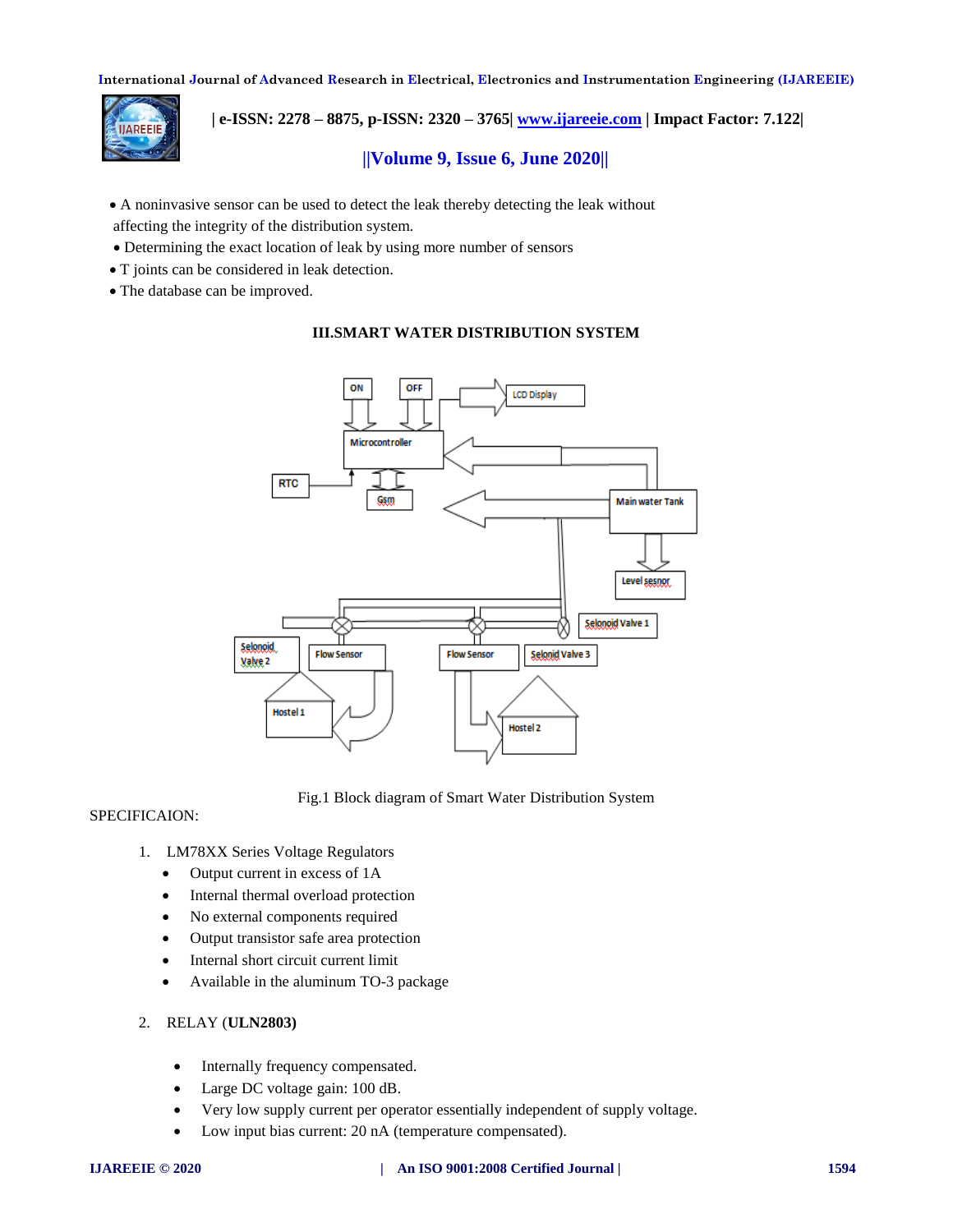- A noninvasive sensor can be used to detect the leak thereby detecting the leak without affecting the integrity of the distribution system.
- Determining the exact location of leak by using more number of sensors
- T joints can be considered in leak detection.
- The database can be improved.

## III.SMART WATER DISTRIBUTION SYSTEM

Fig.1 Block diagram of Smart Water Distribution System

SPECIFICAION:

1. LM78XX Series Voltage Regulators
   - Output current in excess of 1A
   - Internal thermal overload protection
   - No external components required
   - Output transistor safe area protection
   - Internal short circuit current limit
   - Available in the aluminum TO-3 package

2. RELAY (**ULN2803)**
   - Internally frequency compensated.
   - Large DC voltage gain: 100 dB.
   - Very low supply current per operator essentially independent of supply voltage.
   - Low input bias current: 20 nA (temperature compensated).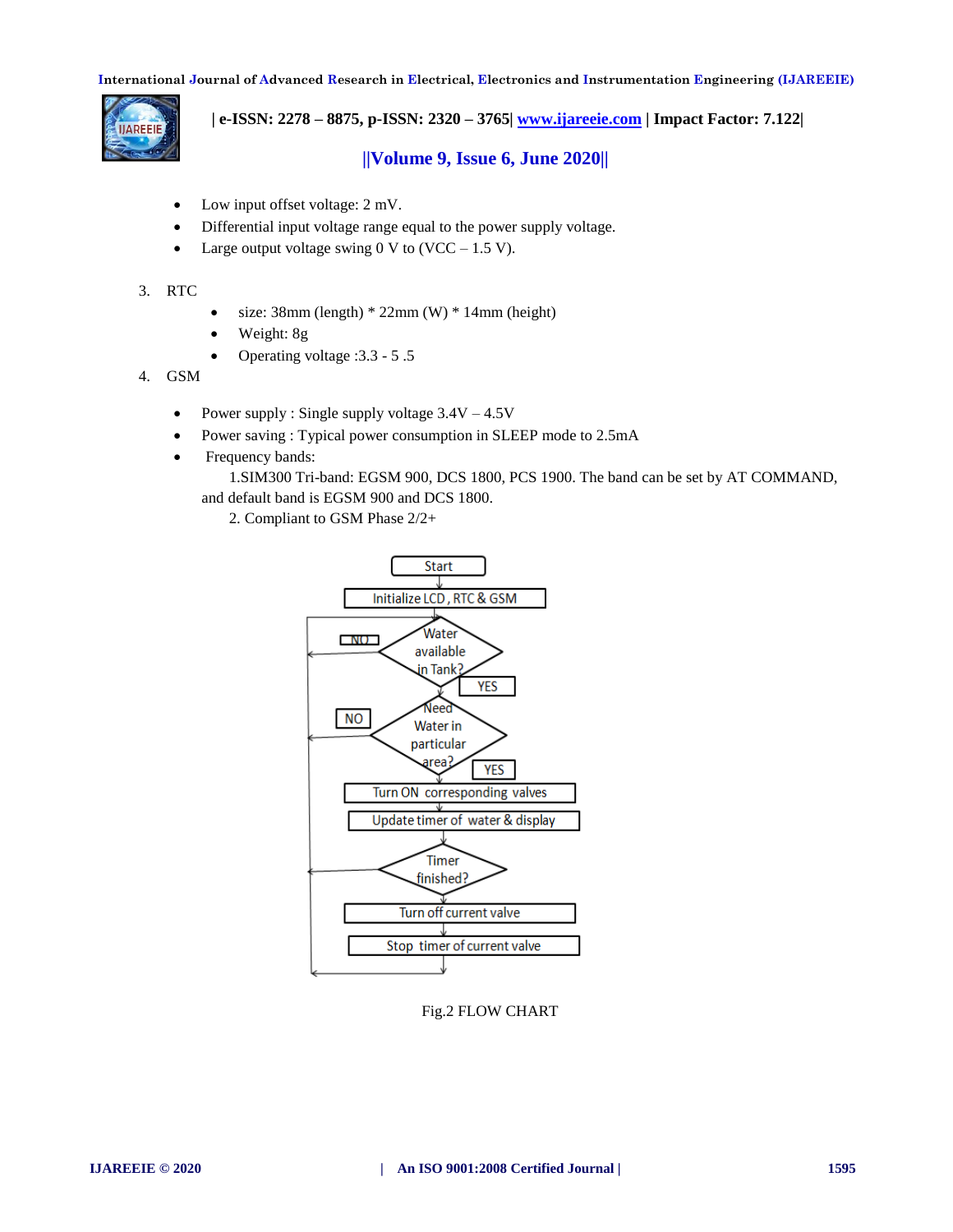- Low input offset voltage: 2 mV.
- Differential input voltage range equal to the power supply voltage.
- Large output voltage swing 0 V to (VCC – 1.5 V).

3. RTC
   - size: 38mm (length) * 22mm (W) * 14mm (height)
   - Weight: 8g
   - Operating voltage :3.3 - 5 .5
4. GSM
   - Power supply : Single supply voltage 3.4V – 4.5V
   - Power saving : Typical power consumption in SLEEP mode to 2.5mA
   - Frequency bands:

     1.SIM300 Tri-band: EGSM 900, DCS 1800, PCS 1900. The band can be set by AT COMMAND, and default band is EGSM 900 and DCS 1800.

     2. Compliant to GSM Phase 2/2+

Fig.2 FLOW CHART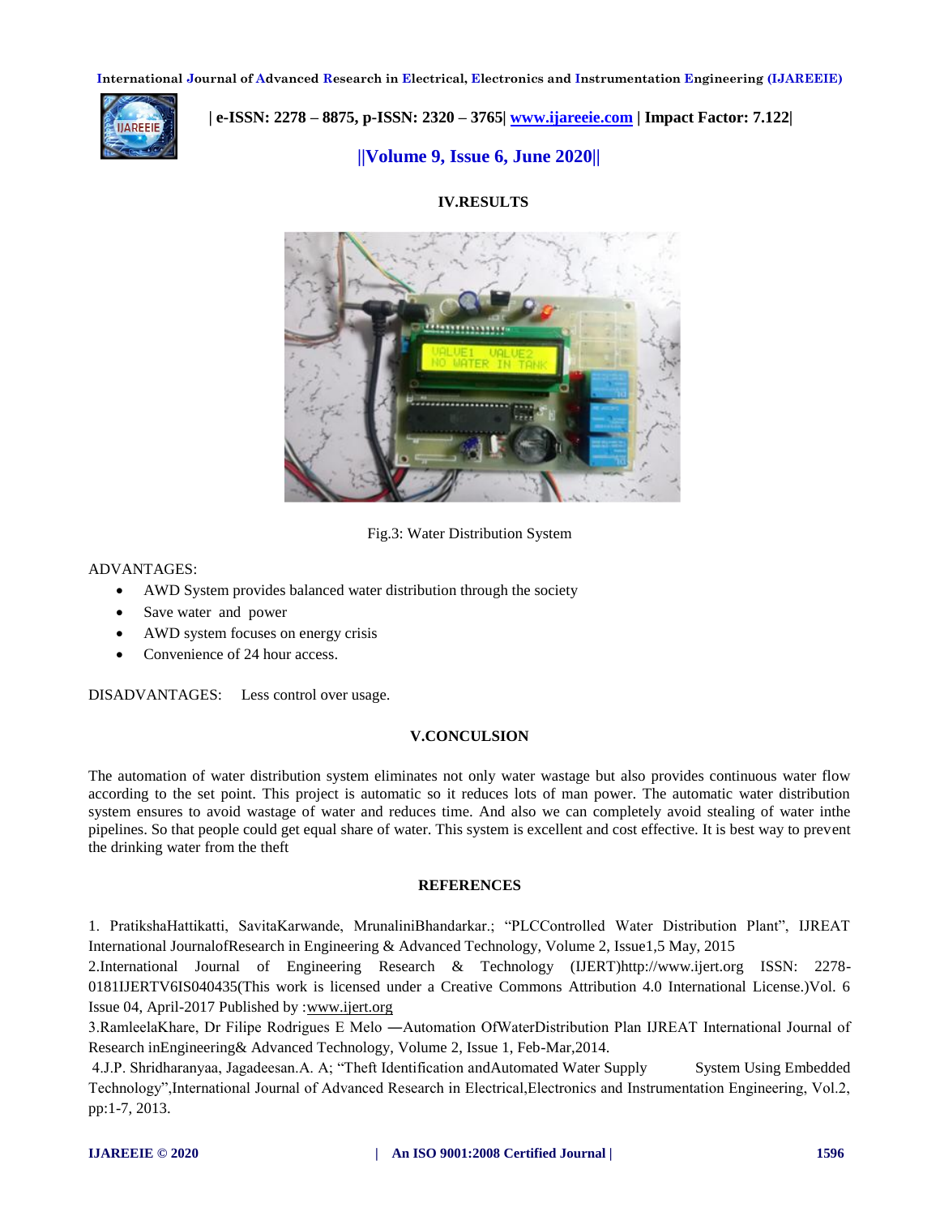## IV.RESULTS

Fig.3: Water Distribution System

ADVANTAGES:

- AWD System provides balanced water distribution through the society
- Save water and power
- AWD system focuses on energy crisis
- Convenience of 24 hour access.

DISADVANTAGES: Less control over usage.

## V.CONCULSION

The automation of water distribution system eliminates not only water wastage but also provides continuous water flow according to the set point. This project is automatic so it reduces lots of man power. The automatic water distribution system ensures to avoid wastage of water and reduces time. And also we can completely avoid stealing of water inthe pipelines. So that people could get equal share of water. This system is excellent and cost effective. It is best way to prevent the drinking water from the theft

## REFERENCES

1. PratikshaHattikatti, SavitaKarwande, MrunaliniBhandarkar.; "PLCControlled Water Distribution Plant", IJREAT International JournalofResearch in Engineering & Advanced Technology, Volume 2, Issue1,5 May, 2015

2.International Journal of Engineering Research & Technology (IJERT)http://www.ijert.org ISSN: 2278-0181IJERTV6IS040435(This work is licensed under a Creative Commons Attribution 4.0 International License.)Vol. 6 Issue 04, April-2017 Published by :www.ijert.org

3.RamleelaKhare, Dr Filipe Rodrigues E Melo ―Automation OfWaterDistribution Plan IJREAT International Journal of Research inEngineering& Advanced Technology, Volume 2, Issue 1, Feb-Mar,2014.

4.J.P. Shridharanyaa, Jagadeesan.A. A; "Theft Identification andAutomated Water Supply System Using Embedded Technology",International Journal of Advanced Research in Electrical,Electronics and Instrumentation Engineering, Vol.2, pp:1-7, 2013.